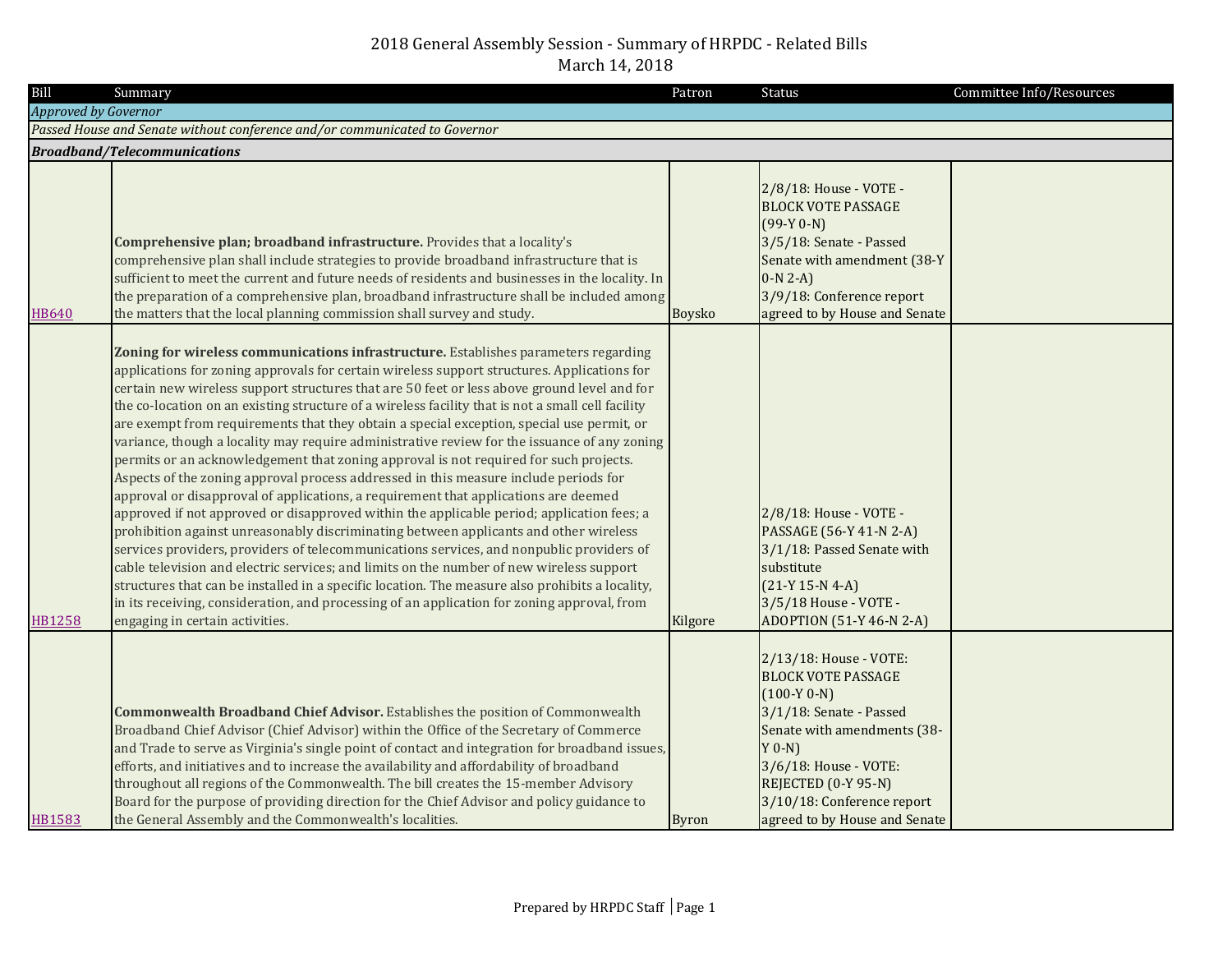# 2018 General Assembly Session - Summary of HRPDC - Related Bills
March 14, 2018

| Bill | Summary | Patron | Status | Committee Info/Resources |
|---|---|---|---|---|
| *Approved by Governor* | | | | |
| *Passed House and Senate without conference and/or communicated to Governor* | | | | |
| ***Broadband/Telecommunications*** | | | | |
| HB640 | **Comprehensive plan; broadband infrastructure.** Provides that a locality's comprehensive plan shall include strategies to provide broadband infrastructure that is sufficient to meet the current and future needs of residents and businesses in the locality. In the preparation of a comprehensive plan, broadband infrastructure shall be included among the matters that the local planning commission shall survey and study. | Boysko | 2/8/18: House - VOTE - BLOCK VOTE PASSAGE (99-Y 0-N)<br>3/5/18: Senate - Passed Senate with amendment (38-Y 0-N 2-A)<br>3/9/18: Conference report agreed to by House and Senate | |
| HB1258 | **Zoning for wireless communications infrastructure.** Establishes parameters regarding applications for zoning approvals for certain wireless support structures. Applications for certain new wireless support structures that are 50 feet or less above ground level and for the co-location on an existing structure of a wireless facility that is not a small cell facility are exempt from requirements that they obtain a special exception, special use permit, or variance, though a locality may require administrative review for the issuance of any zoning permits or an acknowledgement that zoning approval is not required for such projects. Aspects of the zoning approval process addressed in this measure include periods for approval or disapproval of applications, a requirement that applications are deemed approved if not approved or disapproved within the applicable period; application fees; a prohibition against unreasonably discriminating between applicants and other wireless services providers, providers of telecommunications services, and nonpublic providers of cable television and electric services; and limits on the number of new wireless support structures that can be installed in a specific location. The measure also prohibits a locality, in its receiving, consideration, and processing of an application for zoning approval, from engaging in certain activities. | Kilgore | 2/8/18: House - VOTE - PASSAGE (56-Y 41-N 2-A)<br>3/1/18: Passed Senate with substitute (21-Y 15-N 4-A)<br>3/5/18 House - VOTE - ADOPTION (51-Y 46-N 2-A) | |
| HB1583 | **Commonwealth Broadband Chief Advisor.** Establishes the position of Commonwealth Broadband Chief Advisor (Chief Advisor) within the Office of the Secretary of Commerce and Trade to serve as Virginia's single point of contact and integration for broadband issues, efforts, and initiatives and to increase the availability and affordability of broadband throughout all regions of the Commonwealth. The bill creates the 15-member Advisory Board for the purpose of providing direction for the Chief Advisor and policy guidance to the General Assembly and the Commonwealth's localities. | Byron | 2/13/18: House - VOTE: BLOCK VOTE PASSAGE (100-Y 0-N)<br>3/1/18: Senate - Passed Senate with amendments (38-Y 0-N)<br>3/6/18: House - VOTE: REJECTED (0-Y 95-N)<br>3/10/18: Conference report agreed to by House and Senate | |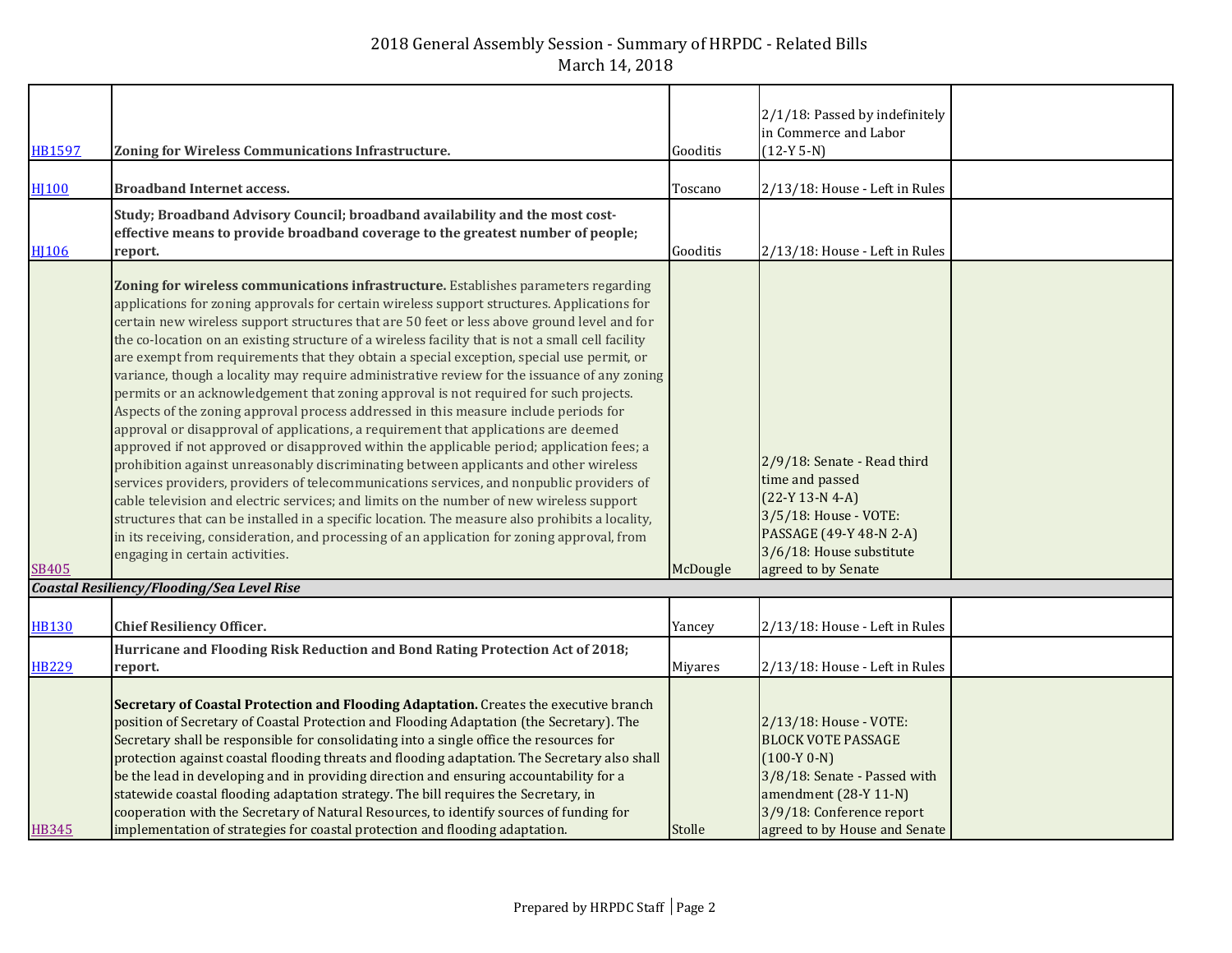| | | | | |
|---|---|---|---|---|
| HB1597 | **Zoning for Wireless Communications Infrastructure.** | Gooditis | 2/1/18: Passed by indefinitely in Commerce and Labor (12-Y 5-N) | |
| HJ100 | **Broadband Internet access.** | Toscano | 2/13/18: House - Left in Rules | |
| HJ106 | **Study; Broadband Advisory Council; broadband availability and the most cost-effective means to provide broadband coverage to the greatest number of people; report.** | Gooditis | 2/13/18: House - Left in Rules | |
| SB405 | **Zoning for wireless communications infrastructure.** Establishes parameters regarding applications for zoning approvals for certain wireless support structures. Applications for certain new wireless support structures that are 50 feet or less above ground level and for the co-location on an existing structure of a wireless facility that is not a small cell facility are exempt from requirements that they obtain a special exception, special use permit, or variance, though a locality may require administrative review for the issuance of any zoning permits or an acknowledgement that zoning approval is not required for such projects. Aspects of the zoning approval process addressed in this measure include periods for approval or disapproval of applications, a requirement that applications are deemed approved if not approved or disapproved within the applicable period; application fees; a prohibition against unreasonably discriminating between applicants and other wireless services providers, providers of telecommunications services, and nonpublic providers of cable television and electric services; and limits on the number of new wireless support structures that can be installed in a specific location. The measure also prohibits a locality, in its receiving, consideration, and processing of an application for zoning approval, from engaging in certain activities. | McDougle | 2/9/18: Senate - Read third time and passed (22-Y 13-N 4-A) 3/5/18: House - VOTE: PASSAGE (49-Y 48-N 2-A) 3/6/18: House substitute agreed to by Senate | |
| ***Coastal Resiliency/Flooding/Sea Level Rise*** | | | | |
| HB130 | **Chief Resiliency Officer.** | Yancey | 2/13/18: House - Left in Rules | |
| HB229 | **Hurricane and Flooding Risk Reduction and Bond Rating Protection Act of 2018; report.** | Miyares | 2/13/18: House - Left in Rules | |
| HB345 | **Secretary of Coastal Protection and Flooding Adaptation.** Creates the executive branch position of Secretary of Coastal Protection and Flooding Adaptation (the Secretary). The Secretary shall be responsible for consolidating into a single office the resources for protection against coastal flooding threats and flooding adaptation. The Secretary also shall be the lead in developing and in providing direction and ensuring accountability for a statewide coastal flooding adaptation strategy. The bill requires the Secretary, in cooperation with the Secretary of Natural Resources, to identify sources of funding for implementation of strategies for coastal protection and flooding adaptation. | Stolle | 2/13/18: House - VOTE: BLOCK VOTE PASSAGE (100-Y 0-N) 3/8/18: Senate - Passed with amendment (28-Y 11-N) 3/9/18: Conference report agreed to by House and Senate | |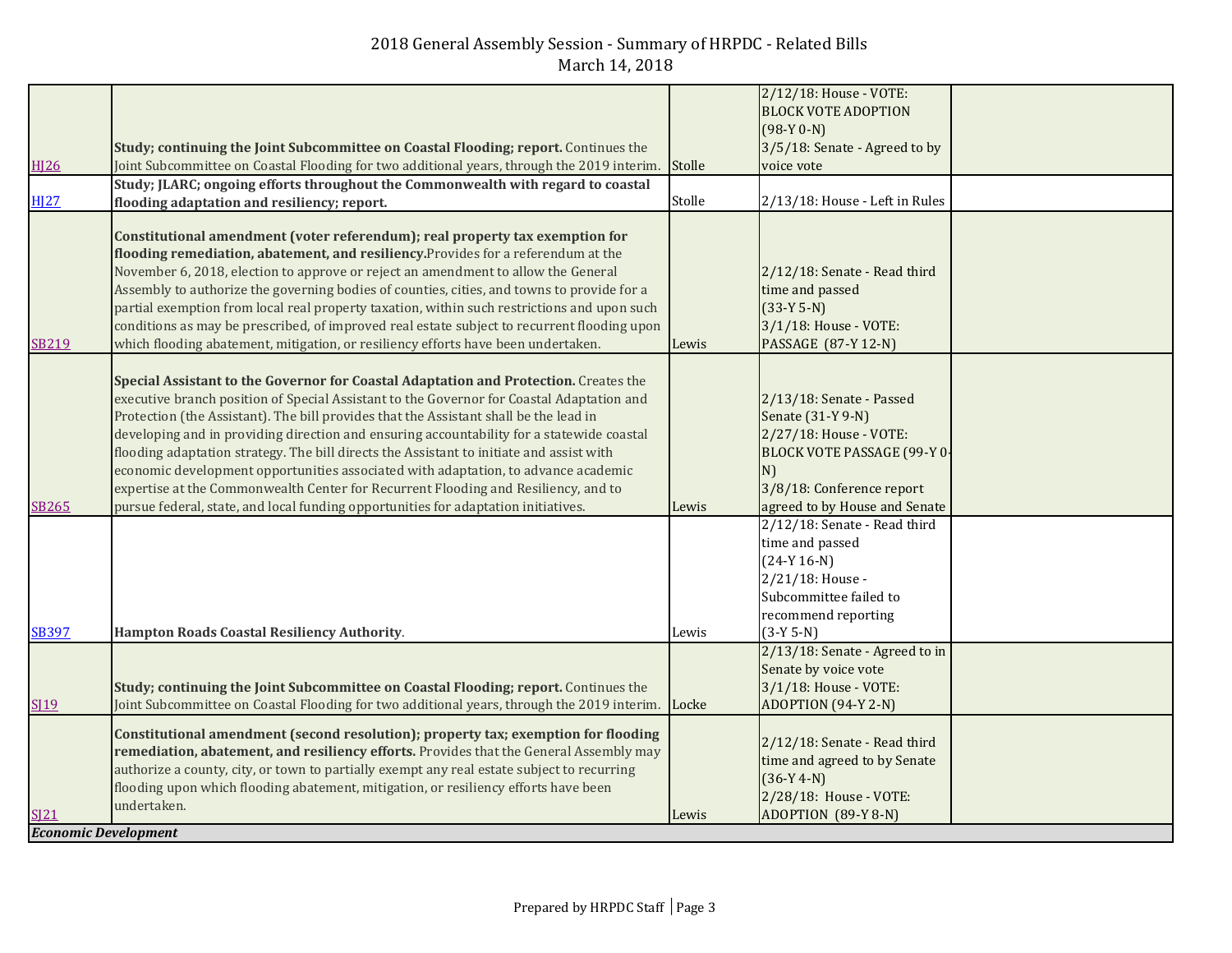# 2018 General Assembly Session - Summary of HRPDC - Related Bills
March 14, 2018

| | | | | |
|---|---|---|---|---|
| HJ26 | **Study; continuing the Joint Subcommittee on Coastal Flooding; report.** Continues the Joint Subcommittee on Coastal Flooding for two additional years, through the 2019 interim. | Stolle | 2/12/18: House - VOTE: BLOCK VOTE ADOPTION (98-Y 0-N) 3/5/18: Senate - Agreed to by voice vote | |
| HJ27 | **Study; JLARC; ongoing efforts throughout the Commonwealth with regard to coastal flooding adaptation and resiliency; report.** | Stolle | 2/13/18: House - Left in Rules | |
| SB219 | **Constitutional amendment (voter referendum); real property tax exemption for flooding remediation, abatement, and resiliency.** Provides for a referendum at the November 6, 2018, election to approve or reject an amendment to allow the General Assembly to authorize the governing bodies of counties, cities, and towns to provide for a partial exemption from local real property taxation, within such restrictions and upon such conditions as may be prescribed, of improved real estate subject to recurrent flooding upon which flooding abatement, mitigation, or resiliency efforts have been undertaken. | Lewis | 2/12/18: Senate - Read third time and passed (33-Y 5-N) 3/1/18: House - VOTE: PASSAGE (87-Y 12-N) | |
| SB265 | **Special Assistant to the Governor for Coastal Adaptation and Protection.** Creates the executive branch position of Special Assistant to the Governor for Coastal Adaptation and Protection (the Assistant). The bill provides that the Assistant shall be the lead in developing and in providing direction and ensuring accountability for a statewide coastal flooding adaptation strategy. The bill directs the Assistant to initiate and assist with economic development opportunities associated with adaptation, to advance academic expertise at the Commonwealth Center for Recurrent Flooding and Resiliency, and to pursue federal, state, and local funding opportunities for adaptation initiatives. | Lewis | 2/13/18: Senate - Passed Senate (31-Y 9-N) 2/27/18: House - VOTE: BLOCK VOTE PASSAGE (99-Y 0-N) 3/8/18: Conference report agreed to by House and Senate | |
| SB397 | **Hampton Roads Coastal Resiliency Authority**. | Lewis | 2/12/18: Senate - Read third time and passed (24-Y 16-N) 2/21/18: House - Subcommittee failed to recommend reporting (3-Y 5-N) | |
| SJ19 | **Study; continuing the Joint Subcommittee on Coastal Flooding; report.** Continues the Joint Subcommittee on Coastal Flooding for two additional years, through the 2019 interim. | Locke | 2/13/18: Senate - Agreed to in Senate by voice vote 3/1/18: House - VOTE: ADOPTION (94-Y 2-N) | |
| SJ21 | **Constitutional amendment (second resolution); property tax; exemption for flooding remediation, abatement, and resiliency efforts.** Provides that the General Assembly may authorize a county, city, or town to partially exempt any real estate subject to recurring flooding upon which flooding abatement, mitigation, or resiliency efforts have been undertaken. | Lewis | 2/12/18: Senate - Read third time and agreed to by Senate (36-Y 4-N) 2/28/18: House - VOTE: ADOPTION (89-Y 8-N) | |
| ***Economic Development*** | | | | |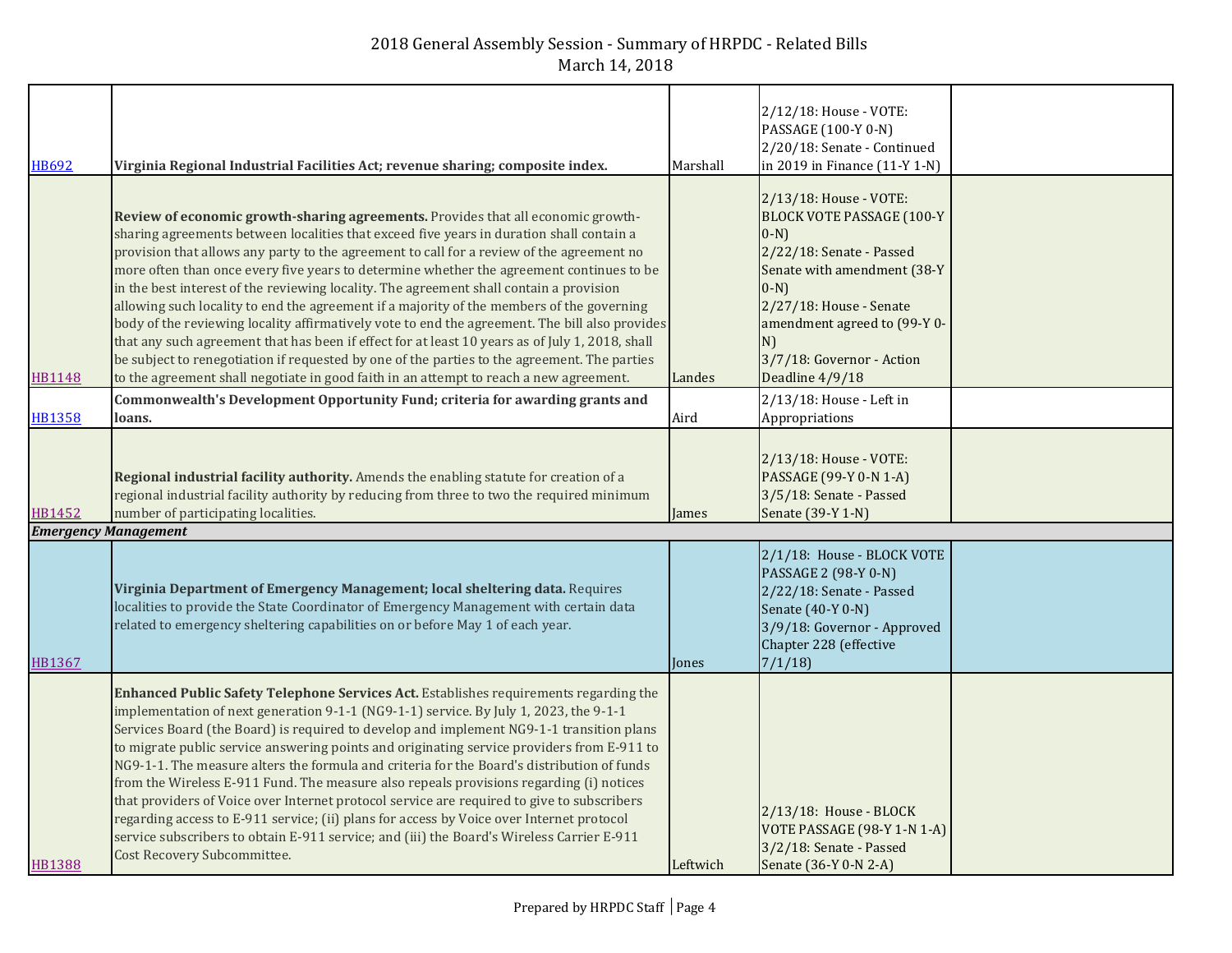2018 General Assembly Session - Summary of HRPDC - Related Bills
March 14, 2018

| | | | | |
|---|---|---|---|---|
| HB692 | **Virginia Regional Industrial Facilities Act; revenue sharing; composite index.** | Marshall | 2/12/18: House - VOTE: PASSAGE (100-Y 0-N)<br>2/20/18: Senate - Continued in 2019 in Finance (11-Y 1-N) | |
| HB1148 | **Review of economic growth-sharing agreements.** Provides that all economic growth-sharing agreements between localities that exceed five years in duration shall contain a provision that allows any party to the agreement to call for a review of the agreement no more often than once every five years to determine whether the agreement continues to be in the best interest of the reviewing locality. The agreement shall contain a provision allowing such locality to end the agreement if a majority of the members of the governing body of the reviewing locality affirmatively vote to end the agreement. The bill also provides that any such agreement that has been if effect for at least 10 years as of July 1, 2018, shall be subject to renegotiation if requested by one of the parties to the agreement. The parties to the agreement shall negotiate in good faith in an attempt to reach a new agreement. | Landes | 2/13/18: House - VOTE: BLOCK VOTE PASSAGE (100-Y 0-N)<br>2/22/18: Senate - Passed Senate with amendment (38-Y 0-N)<br>2/27/18: House - Senate amendment agreed to (99-Y 0-N)<br>3/7/18: Governor - Action Deadline 4/9/18 | |
| HB1358 | **Commonwealth's Development Opportunity Fund; criteria for awarding grants and loans.** | Aird | 2/13/18: House - Left in Appropriations | |
| HB1452 | **Regional industrial facility authority.** Amends the enabling statute for creation of a regional industrial facility authority by reducing from three to two the required minimum number of participating localities. | James | 2/13/18: House - VOTE: PASSAGE (99-Y 0-N 1-A)<br>3/5/18: Senate - Passed Senate (39-Y 1-N) | |
| ***Emergency Management*** | | | | |
| HB1367 | **Virginia Department of Emergency Management; local sheltering data.** Requires localities to provide the State Coordinator of Emergency Management with certain data related to emergency sheltering capabilities on or before May 1 of each year. | Jones | 2/1/18: House - BLOCK VOTE PASSAGE 2 (98-Y 0-N)<br>2/22/18: Senate - Passed Senate (40-Y 0-N)<br>3/9/18: Governor - Approved Chapter 228 (effective 7/1/18) | |
| HB1388 | **Enhanced Public Safety Telephone Services Act.** Establishes requirements regarding the implementation of next generation 9-1-1 (NG9-1-1) service. By July 1, 2023, the 9-1-1 Services Board (the Board) is required to develop and implement NG9-1-1 transition plans to migrate public service answering points and originating service providers from E-911 to NG9-1-1. The measure alters the formula and criteria for the Board's distribution of funds from the Wireless E-911 Fund. The measure also repeals provisions regarding (i) notices that providers of Voice over Internet protocol service are required to give to subscribers regarding access to E-911 service; (ii) plans for access by Voice over Internet protocol service subscribers to obtain E-911 service; and (iii) the Board's Wireless Carrier E-911 Cost Recovery Subcommittee. | Leftwich | 2/13/18: House - BLOCK VOTE PASSAGE (98-Y 1-N 1-A)<br>3/2/18: Senate - Passed Senate (36-Y 0-N 2-A) | |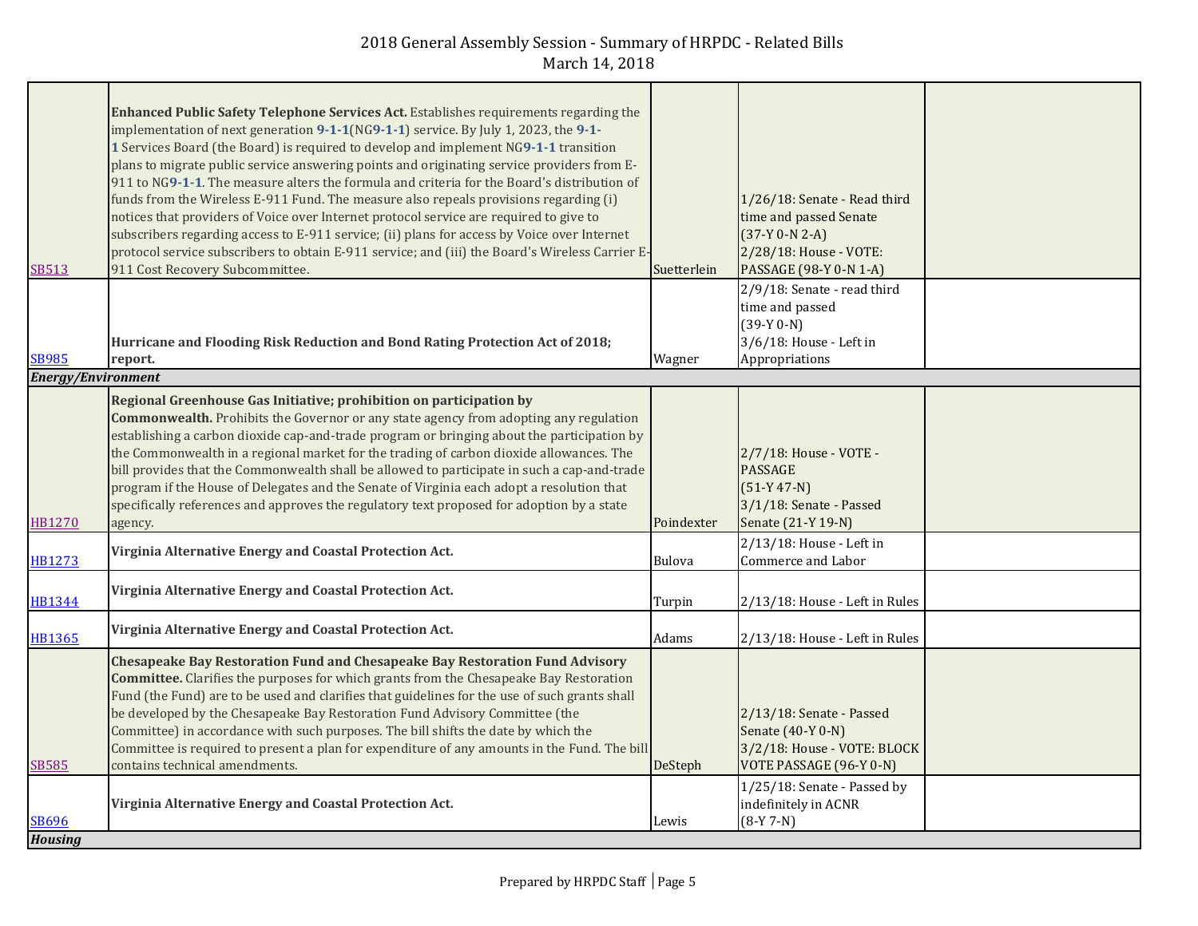| | | | | |
|---|---|---|---|---|
| SB513 | **Enhanced Public Safety Telephone Services Act.** Establishes requirements regarding the implementation of next generation **9-1-1**(NG**9-1-1**) service. By July 1, 2023, the **9-1-1** Services Board (the Board) is required to develop and implement NG**9-1-1** transition plans to migrate public service answering points and originating service providers from E-911 to NG**9-1-1**. The measure alters the formula and criteria for the Board's distribution of funds from the Wireless E-911 Fund. The measure also repeals provisions regarding (i) notices that providers of Voice over Internet protocol service are required to give to subscribers regarding access to E-911 service; (ii) plans for access by Voice over Internet protocol service subscribers to obtain E-911 service; and (iii) the Board's Wireless Carrier E-911 Cost Recovery Subcommittee. | Suetterlein | 1/26/18: Senate - Read third time and passed Senate (37-Y 0-N 2-A) 2/28/18: House - VOTE: PASSAGE (98-Y 0-N 1-A) | |
| SB985 | **Hurricane and Flooding Risk Reduction and Bond Rating Protection Act of 2018; report.** | Wagner | 2/9/18: Senate - read third time and passed (39-Y 0-N) 3/6/18: House - Left in Appropriations | |
| ***Energy/Environment*** | | | | |
| HB1270 | **Regional Greenhouse Gas Initiative; prohibition on participation by Commonwealth.** Prohibits the Governor or any state agency from adopting any regulation establishing a carbon dioxide cap-and-trade program or bringing about the participation by the Commonwealth in a regional market for the trading of carbon dioxide allowances. The bill provides that the Commonwealth shall be allowed to participate in such a cap-and-trade program if the House of Delegates and the Senate of Virginia each adopt a resolution that specifically references and approves the regulatory text proposed for adoption by a state agency. | Poindexter | 2/7/18: House - VOTE - PASSAGE (51-Y 47-N) 3/1/18: Senate - Passed Senate (21-Y 19-N) | |
| HB1273 | **Virginia Alternative Energy and Coastal Protection Act.** | Bulova | 2/13/18: House - Left in Commerce and Labor | |
| HB1344 | **Virginia Alternative Energy and Coastal Protection Act.** | Turpin | 2/13/18: House - Left in Rules | |
| HB1365 | **Virginia Alternative Energy and Coastal Protection Act.** | Adams | 2/13/18: House - Left in Rules | |
| SB585 | **Chesapeake Bay Restoration Fund and Chesapeake Bay Restoration Fund Advisory Committee.** Clarifies the purposes for which grants from the Chesapeake Bay Restoration Fund (the Fund) are to be used and clarifies that guidelines for the use of such grants shall be developed by the Chesapeake Bay Restoration Fund Advisory Committee (the Committee) in accordance with such purposes. The bill shifts the date by which the Committee is required to present a plan for expenditure of any amounts in the Fund. The bill contains technical amendments. | DeSteph | 2/13/18: Senate - Passed Senate (40-Y 0-N) 3/2/18: House - VOTE: BLOCK VOTE PASSAGE (96-Y 0-N) | |
| SB696 | **Virginia Alternative Energy and Coastal Protection Act.** | Lewis | 1/25/18: Senate - Passed by indefinitely in ACNR (8-Y 7-N) | |
| ***Housing*** | | | | |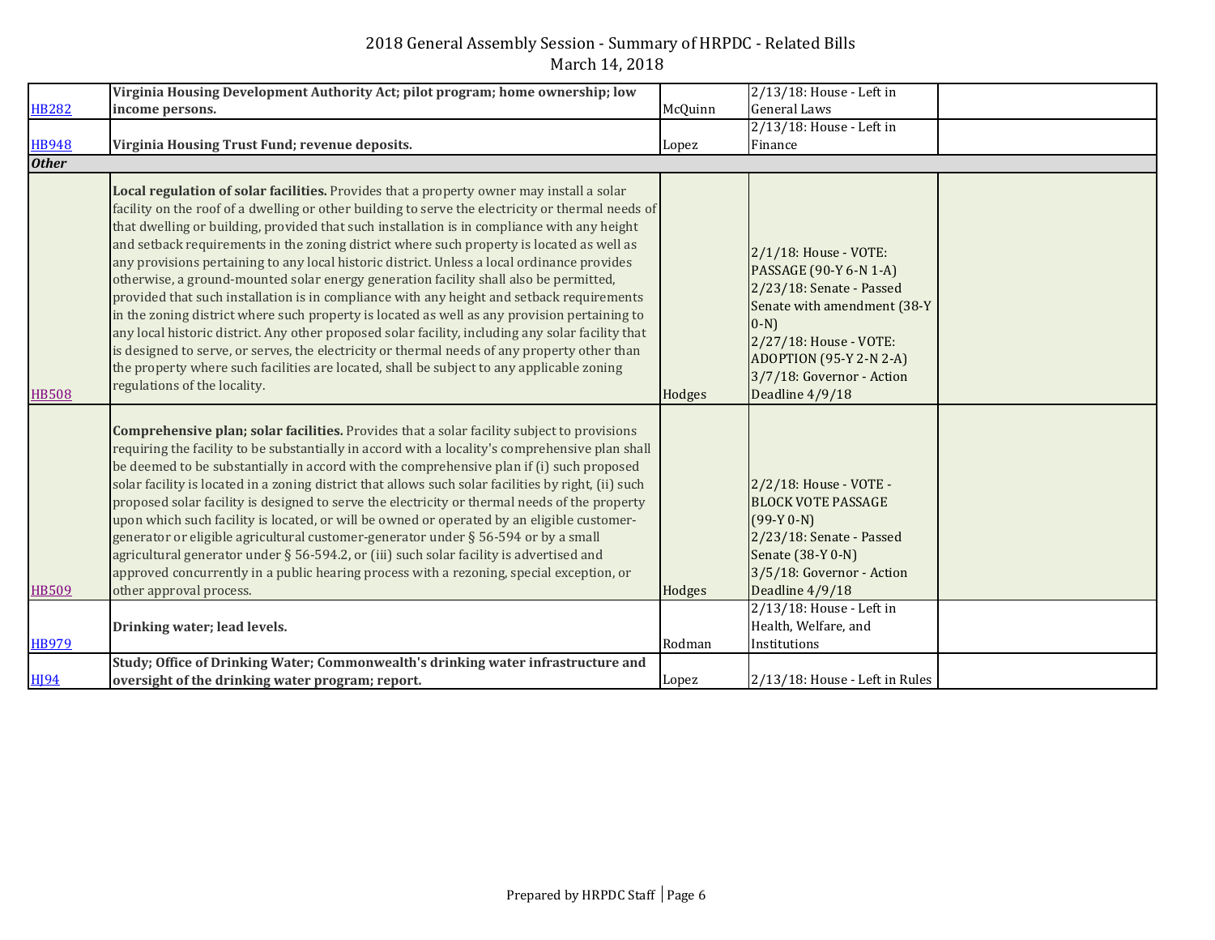# 2018 General Assembly Session - Summary of HRPDC - Related Bills
March 14, 2018

| | | | | |
|---|---|---|---|---|
| HB282 | **Virginia Housing Development Authority Act; pilot program; home ownership; low income persons.** | McQuinn | 2/13/18: House - Left in General Laws | |
| HB948 | **Virginia Housing Trust Fund; revenue deposits.** | Lopez | 2/13/18: House - Left in Finance | |
| ***Other*** | | | | |
| HB508 | **Local regulation of solar facilities.** Provides that a property owner may install a solar facility on the roof of a dwelling or other building to serve the electricity or thermal needs of that dwelling or building, provided that such installation is in compliance with any height and setback requirements in the zoning district where such property is located as well as any provisions pertaining to any local historic district. Unless a local ordinance provides otherwise, a ground-mounted solar energy generation facility shall also be permitted, provided that such installation is in compliance with any height and setback requirements in the zoning district where such property is located as well as any provision pertaining to any local historic district. Any other proposed solar facility, including any solar facility that is designed to serve, or serves, the electricity or thermal needs of any property other than the property where such facilities are located, shall be subject to any applicable zoning regulations of the locality. | Hodges | 2/1/18: House - VOTE: PASSAGE (90-Y 6-N 1-A)<br>2/23/18: Senate - Passed Senate with amendment (38-Y 0-N)<br>2/27/18: House - VOTE: ADOPTION (95-Y 2-N 2-A)<br>3/7/18: Governor - Action Deadline 4/9/18 | |
| HB509 | **Comprehensive plan; solar facilities.** Provides that a solar facility subject to provisions requiring the facility to be substantially in accord with a locality's comprehensive plan shall be deemed to be substantially in accord with the comprehensive plan if (i) such proposed solar facility is located in a zoning district that allows such solar facilities by right, (ii) such proposed solar facility is designed to serve the electricity or thermal needs of the property upon which such facility is located, or will be owned or operated by an eligible customer-generator or eligible agricultural customer-generator under § 56-594 or by a small agricultural generator under § 56-594.2, or (iii) such solar facility is advertised and approved concurrently in a public hearing process with a rezoning, special exception, or other approval process. | Hodges | 2/2/18: House - VOTE - BLOCK VOTE PASSAGE (99-Y 0-N)<br>2/23/18: Senate - Passed Senate (38-Y 0-N)<br>3/5/18: Governor - Action Deadline 4/9/18 | |
| HB979 | **Drinking water; lead levels.** | Rodman | 2/13/18: House - Left in Health, Welfare, and Institutions | |
| HJ94 | **Study; Office of Drinking Water; Commonwealth's drinking water infrastructure and oversight of the drinking water program; report.** | Lopez | 2/13/18: House - Left in Rules | |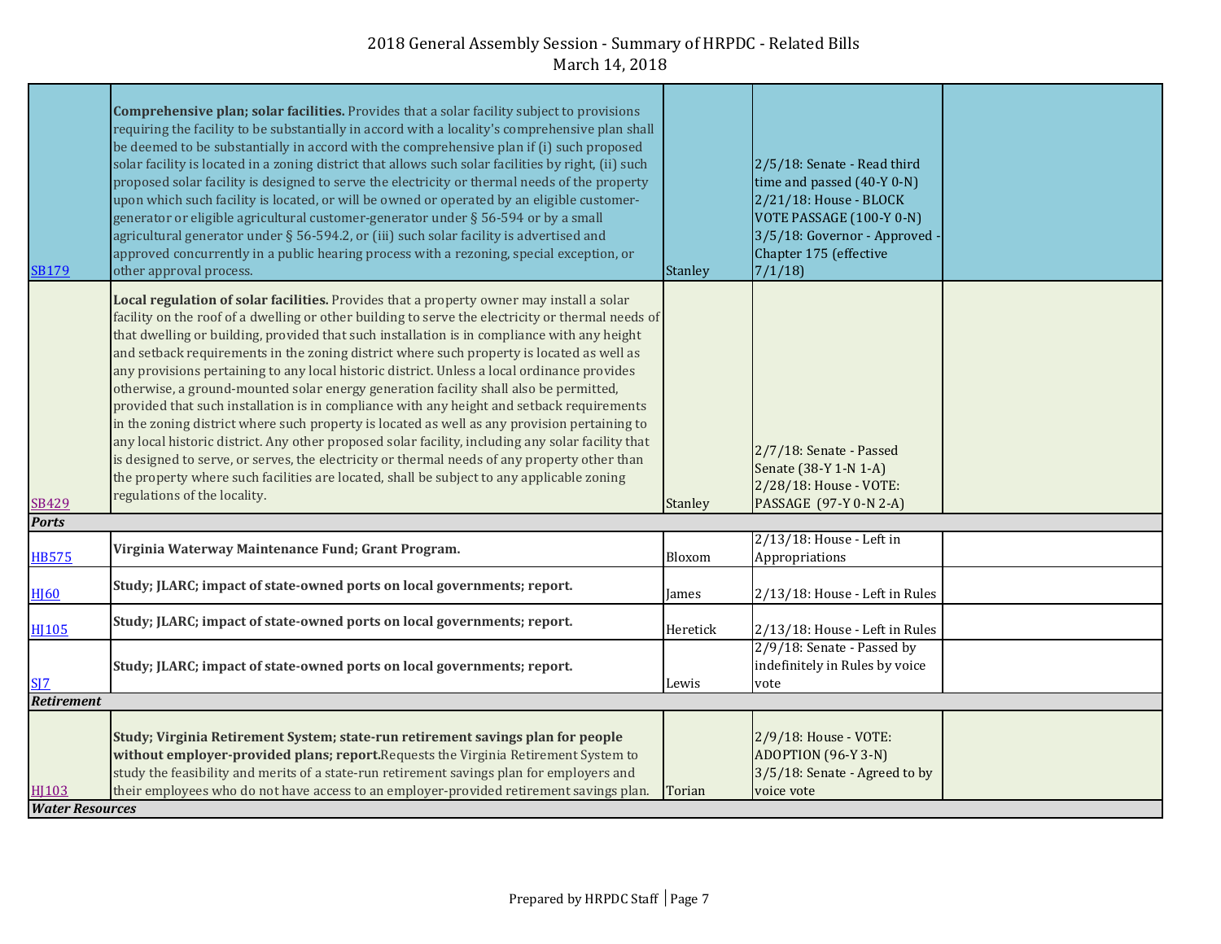2018 General Assembly Session - Summary of HRPDC - Related Bills
March 14, 2018

| Bill | Description | Patron | Status | |
|---|---|---|---|---|
| SB179 | **Comprehensive plan; solar facilities.** Provides that a solar facility subject to provisions requiring the facility to be substantially in accord with a locality's comprehensive plan shall be deemed to be substantially in accord with the comprehensive plan if (i) such proposed solar facility is located in a zoning district that allows such solar facilities by right, (ii) such proposed solar facility is designed to serve the electricity or thermal needs of the property upon which such facility is located, or will be owned or operated by an eligible customer-generator or eligible agricultural customer-generator under § 56-594 or by a small agricultural generator under § 56-594.2, or (iii) such solar facility is advertised and approved concurrently in a public hearing process with a rezoning, special exception, or other approval process. | Stanley | 2/5/18: Senate - Read third time and passed (40-Y 0-N) 2/21/18: House - BLOCK VOTE PASSAGE (100-Y 0-N) 3/5/18: Governor - Approved - Chapter 175 (effective 7/1/18) | |
| SB429 | **Local regulation of solar facilities.** Provides that a property owner may install a solar facility on the roof of a dwelling or other building to serve the electricity or thermal needs of that dwelling or building, provided that such installation is in compliance with any height and setback requirements in the zoning district where such property is located as well as any provisions pertaining to any local historic district. Unless a local ordinance provides otherwise, a ground-mounted solar energy generation facility shall also be permitted, provided that such installation is in compliance with any height and setback requirements in the zoning district where such property is located as well as any provision pertaining to any local historic district. Any other proposed solar facility, including any solar facility that is designed to serve, or serves, the electricity or thermal needs of any property other than the property where such facilities are located, shall be subject to any applicable zoning regulations of the locality. | Stanley | 2/7/18: Senate - Passed Senate (38-Y 1-N 1-A) 2/28/18: House - VOTE: PASSAGE (97-Y 0-N 2-A) | |
| ***Ports*** | | | | |
| HB575 | **Virginia Waterway Maintenance Fund; Grant Program.** | Bloxom | 2/13/18: House - Left in Appropriations | |
| HJ60 | **Study; JLARC; impact of state-owned ports on local governments; report.** | James | 2/13/18: House - Left in Rules | |
| HJ105 | **Study; JLARC; impact of state-owned ports on local governments; report.** | Heretick | 2/13/18: House - Left in Rules | |
| SJ7 | **Study; JLARC; impact of state-owned ports on local governments; report.** | Lewis | 2/9/18: Senate - Passed by indefinitely in Rules by voice vote | |
| ***Retirement*** | | | | |
| HJ103 | **Study; Virginia Retirement System; state-run retirement savings plan for people without employer-provided plans; report.** Requests the Virginia Retirement System to study the feasibility and merits of a state-run retirement savings plan for employers and their employees who do not have access to an employer-provided retirement savings plan. | Torian | 2/9/18: House - VOTE: ADOPTION (96-Y 3-N) 3/5/18: Senate - Agreed to by voice vote | |
| ***Water Resources*** | | | | |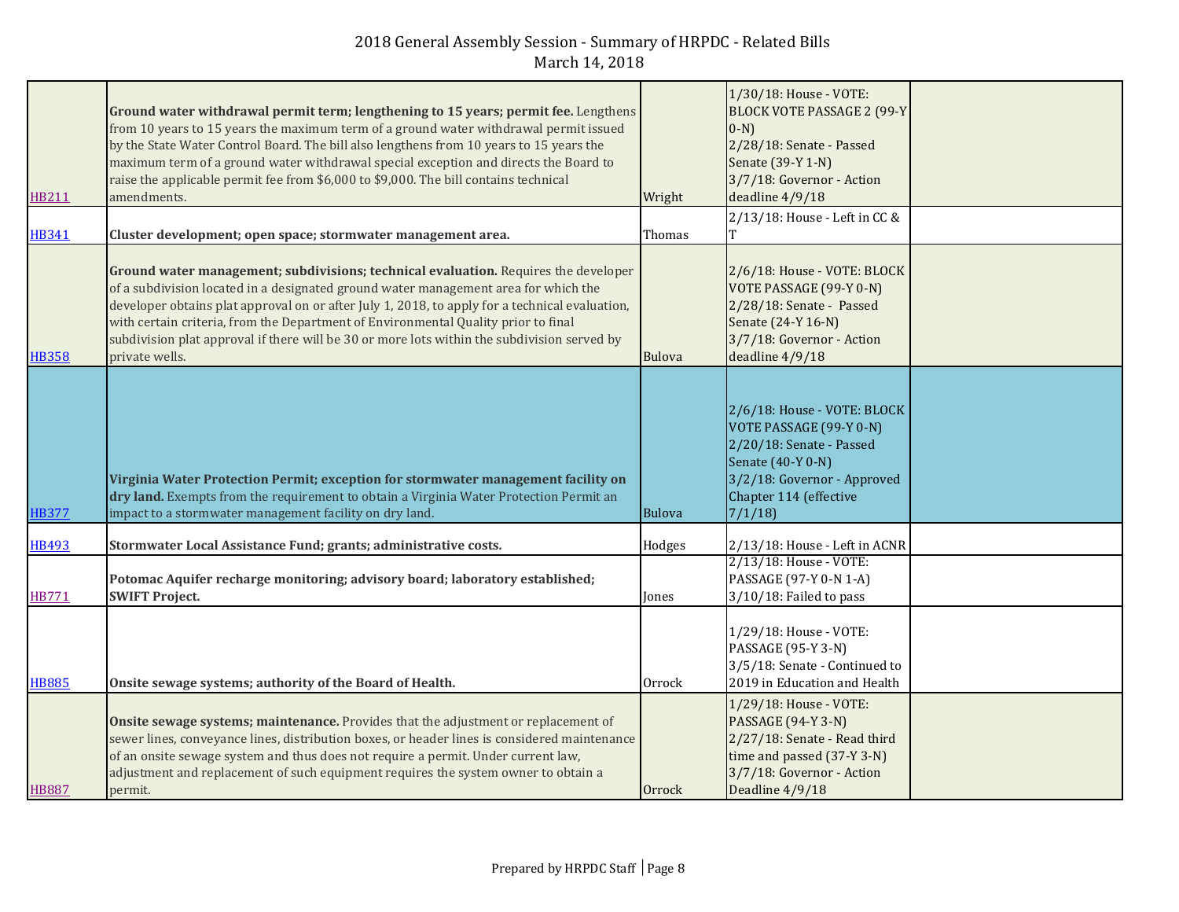# 2018 General Assembly Session - Summary of HRPDC - Related Bills
March 14, 2018

| | | | | |
|---|---|---|---|---|
| HB211 | **Ground water withdrawal permit term; lengthening to 15 years; permit fee.** Lengthens from 10 years to 15 years the maximum term of a ground water withdrawal permit issued by the State Water Control Board. The bill also lengthens from 10 years to 15 years the maximum term of a ground water withdrawal special exception and directs the Board to raise the applicable permit fee from $6,000 to $9,000. The bill contains technical amendments. | Wright | 1/30/18: House - VOTE: BLOCK VOTE PASSAGE 2 (99-Y 0-N)<br>2/28/18: Senate - Passed Senate (39-Y 1-N)<br>3/7/18: Governor - Action deadline 4/9/18 | |
| HB341 | **Cluster development; open space; stormwater management area.** | Thomas | 2/13/18: House - Left in CC & T | |
| HB358 | **Ground water management; subdivisions; technical evaluation.** Requires the developer of a subdivision located in a designated ground water management area for which the developer obtains plat approval on or after July 1, 2018, to apply for a technical evaluation, with certain criteria, from the Department of Environmental Quality prior to final subdivision plat approval if there will be 30 or more lots within the subdivision served by private wells. | Bulova | 2/6/18: House - VOTE: BLOCK VOTE PASSAGE (99-Y 0-N)<br>2/28/18: Senate - Passed Senate (24-Y 16-N)<br>3/7/18: Governor - Action deadline 4/9/18 | |
| HB377 | **Virginia Water Protection Permit; exception for stormwater management facility on dry land.** Exempts from the requirement to obtain a Virginia Water Protection Permit an impact to a stormwater management facility on dry land. | Bulova | 2/6/18: House - VOTE: BLOCK VOTE PASSAGE (99-Y 0-N)<br>2/20/18: Senate - Passed Senate (40-Y 0-N)<br>3/2/18: Governor - Approved Chapter 114 (effective 7/1/18) | |
| HB493 | **Stormwater Local Assistance Fund; grants; administrative costs.** | Hodges | 2/13/18: House - Left in ACNR | |
| HB771 | **Potomac Aquifer recharge monitoring; advisory board; laboratory established; SWIFT Project.** | Jones | 2/13/18: House - VOTE: PASSAGE (97-Y 0-N 1-A)<br>3/10/18: Failed to pass | |
| HB885 | **Onsite sewage systems; authority of the Board of Health.** | Orrock | 1/29/18: House - VOTE: PASSAGE (95-Y 3-N)<br>3/5/18: Senate - Continued to 2019 in Education and Health | |
| HB887 | **Onsite sewage systems; maintenance.** Provides that the adjustment or replacement of sewer lines, conveyance lines, distribution boxes, or header lines is considered maintenance of an onsite sewage system and thus does not require a permit. Under current law, adjustment and replacement of such equipment requires the system owner to obtain a permit. | Orrock | 1/29/18: House - VOTE: PASSAGE (94-Y 3-N)<br>2/27/18: Senate - Read third time and passed (37-Y 3-N)<br>3/7/18: Governor - Action Deadline 4/9/18 | |

Prepared by HRPDC Staff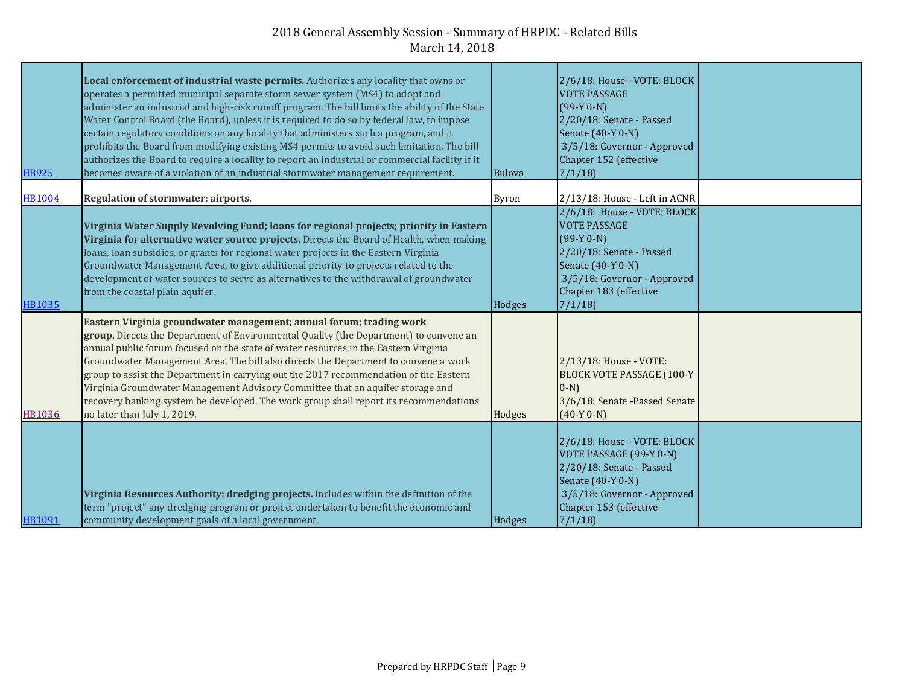| | | | | |
|---|---|---|---|---|
| HB925 | **Local enforcement of industrial waste permits.** Authorizes any locality that owns or operates a permitted municipal separate storm sewer system (MS4) to adopt and administer an industrial and high-risk runoff program. The bill limits the ability of the State Water Control Board (the Board), unless it is required to do so by federal law, to impose certain regulatory conditions on any locality that administers such a program, and it prohibits the Board from modifying existing MS4 permits to avoid such limitation. The bill authorizes the Board to require a locality to report an industrial or commercial facility if it becomes aware of a violation of an industrial stormwater management requirement. | Bulova | 2/6/18: House - VOTE: BLOCK VOTE PASSAGE (99-Y 0-N)<br>2/20/18: Senate - Passed Senate (40-Y 0-N)<br>3/5/18: Governor - Approved Chapter 152 (effective 7/1/18) | |
| HB1004 | **Regulation of stormwater; airports.** | Byron | 2/13/18: House - Left in ACNR | |
| HB1035 | **Virginia Water Supply Revolving Fund; loans for regional projects; priority in Eastern Virginia for alternative water source projects.** Directs the Board of Health, when making loans, loan subsidies, or grants for regional water projects in the Eastern Virginia Groundwater Management Area, to give additional priority to projects related to the development of water sources to serve as alternatives to the withdrawal of groundwater from the coastal plain aquifer. | Hodges | 2/6/18: House - VOTE: BLOCK VOTE PASSAGE (99-Y 0-N)<br>2/20/18: Senate - Passed Senate (40-Y 0-N)<br>3/5/18: Governor - Approved Chapter 183 (effective 7/1/18) | |
| HB1036 | **Eastern Virginia groundwater management; annual forum; trading work group.** Directs the Department of Environmental Quality (the Department) to convene an annual public forum focused on the state of water resources in the Eastern Virginia Groundwater Management Area. The bill also directs the Department to convene a work group to assist the Department in carrying out the 2017 recommendation of the Eastern Virginia Groundwater Management Advisory Committee that an aquifer storage and recovery banking system be developed. The work group shall report its recommendations no later than July 1, 2019. | Hodges | 2/13/18: House - VOTE: BLOCK VOTE PASSAGE (100-Y 0-N)<br>3/6/18: Senate -Passed Senate (40-Y 0-N) | |
| HB1091 | **Virginia Resources Authority; dredging projects.** Includes within the definition of the term "project" any dredging program or project undertaken to benefit the economic and community development goals of a local government. | Hodges | 2/6/18: House - VOTE: BLOCK VOTE PASSAGE (99-Y 0-N)<br>2/20/18: Senate - Passed Senate (40-Y 0-N)<br>3/5/18: Governor - Approved Chapter 153 (effective 7/1/18) | |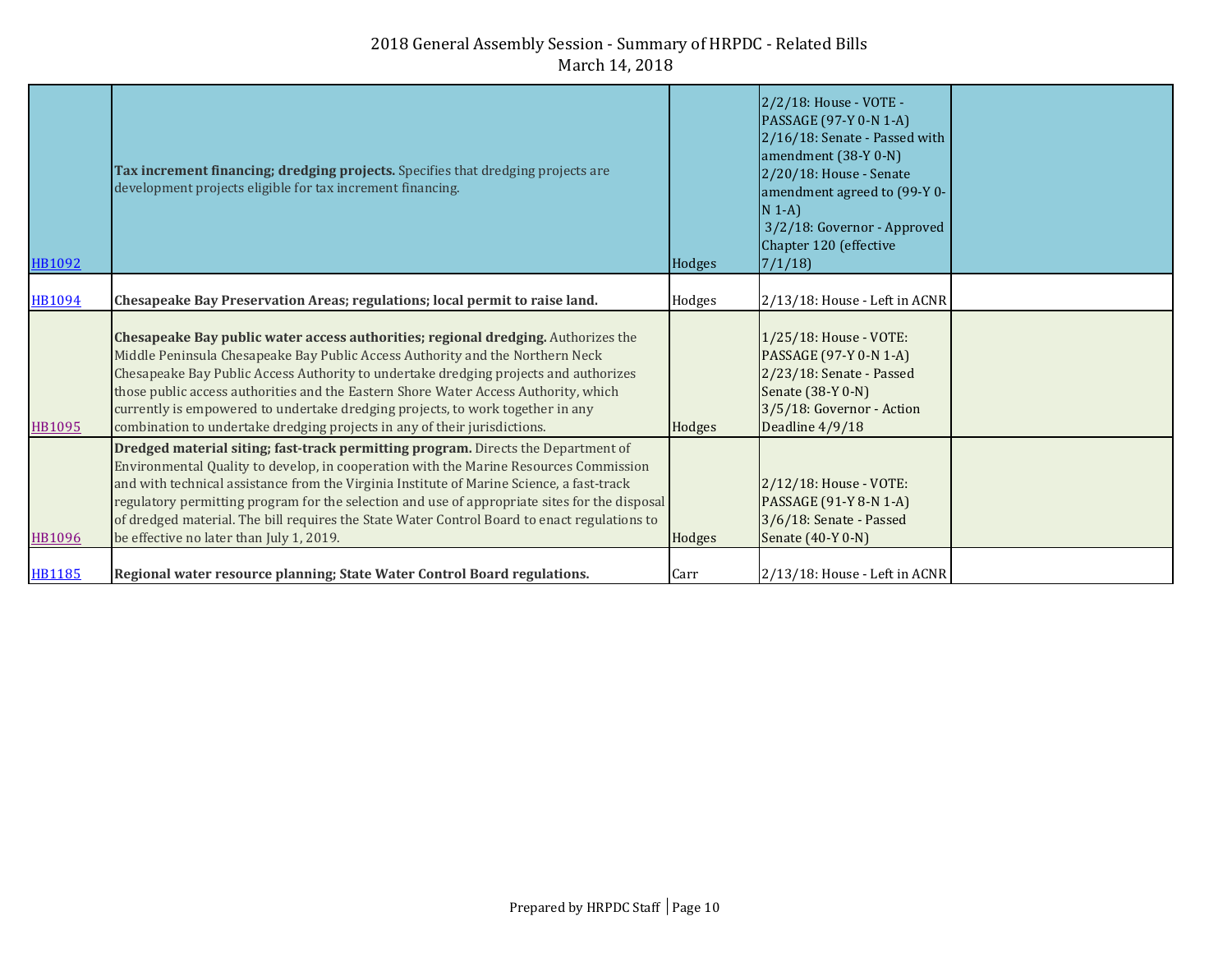# 2018 General Assembly Session - Summary of HRPDC - Related Bills

March 14, 2018

| | | | | |
|---|---|---|---|---|
| HB1092 | **Tax increment financing; dredging projects.** Specifies that dredging projects are development projects eligible for tax increment financing. | Hodges | 2/2/18: House - VOTE - PASSAGE (97-Y 0-N 1-A)<br>2/16/18: Senate - Passed with amendment (38-Y 0-N)<br>2/20/18: House - Senate amendment agreed to (99-Y 0-N 1-A)<br>3/2/18: Governor - Approved Chapter 120 (effective 7/1/18) | |
| HB1094 | **Chesapeake Bay Preservation Areas; regulations; local permit to raise land.** | Hodges | 2/13/18: House - Left in ACNR | |
| HB1095 | **Chesapeake Bay public water access authorities; regional dredging.** Authorizes the Middle Peninsula Chesapeake Bay Public Access Authority and the Northern Neck Chesapeake Bay Public Access Authority to undertake dredging projects and authorizes those public access authorities and the Eastern Shore Water Access Authority, which currently is empowered to undertake dredging projects, to work together in any combination to undertake dredging projects in any of their jurisdictions. | Hodges | 1/25/18: House - VOTE: PASSAGE (97-Y 0-N 1-A)<br>2/23/18: Senate - Passed Senate (38-Y 0-N)<br>3/5/18: Governor - Action Deadline 4/9/18 | |
| HB1096 | **Dredged material siting; fast-track permitting program.** Directs the Department of Environmental Quality to develop, in cooperation with the Marine Resources Commission and with technical assistance from the Virginia Institute of Marine Science, a fast-track regulatory permitting program for the selection and use of appropriate sites for the disposal of dredged material. The bill requires the State Water Control Board to enact regulations to be effective no later than July 1, 2019. | Hodges | 2/12/18: House - VOTE: PASSAGE (91-Y 8-N 1-A)<br>3/6/18: Senate - Passed Senate (40-Y 0-N) | |
| HB1185 | **Regional water resource planning; State Water Control Board regulations.** | Carr | 2/13/18: House - Left in ACNR | |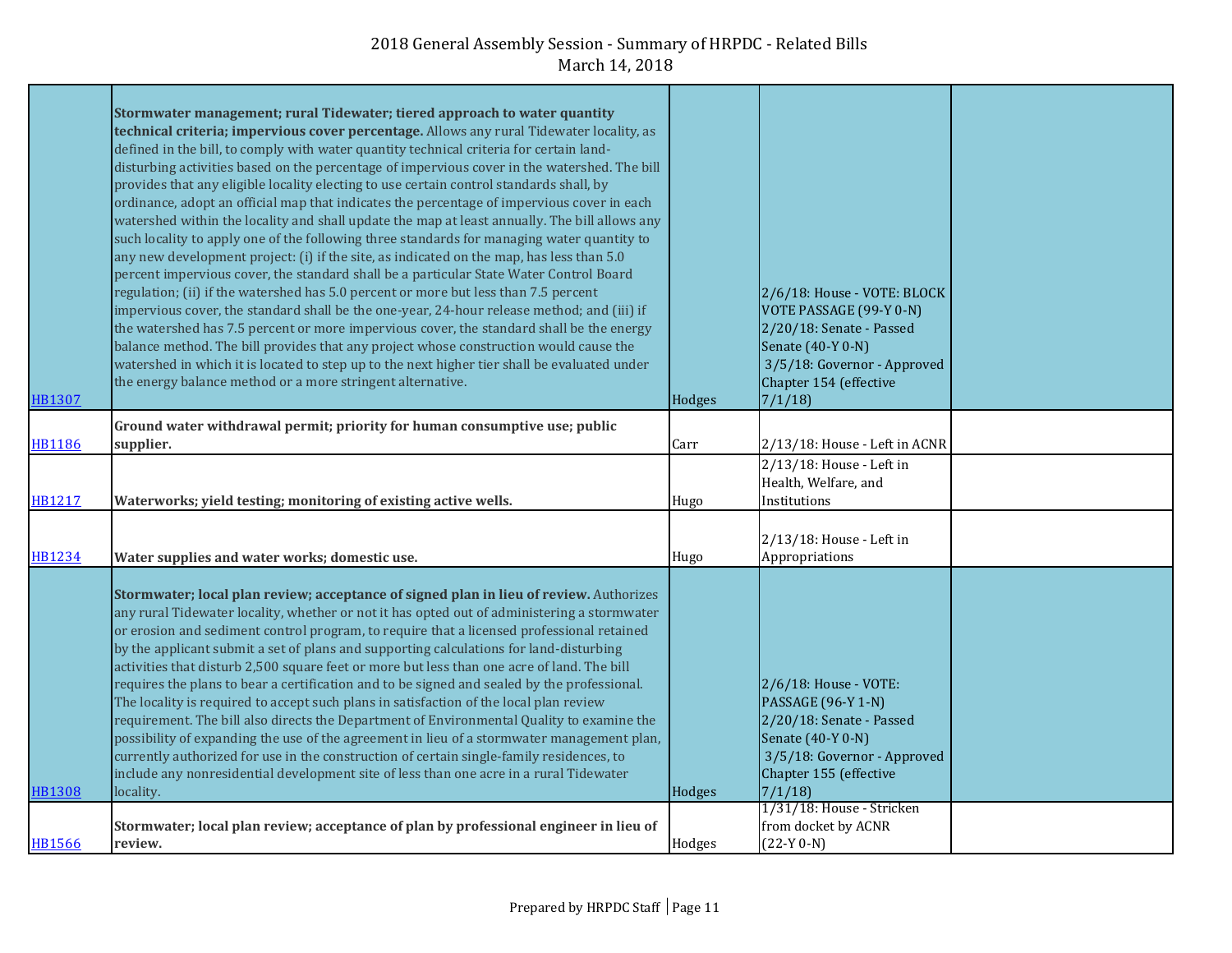| | | | | |
|---|---|---|---|---|
| HB1307 | **Stormwater management; rural Tidewater; tiered approach to water quantity technical criteria; impervious cover percentage.** Allows any rural Tidewater locality, as defined in the bill, to comply with water quantity technical criteria for certain land-disturbing activities based on the percentage of impervious cover in the watershed. The bill provides that any eligible locality electing to use certain control standards shall, by ordinance, adopt an official map that indicates the percentage of impervious cover in each watershed within the locality and shall update the map at least annually. The bill allows any such locality to apply one of the following three standards for managing water quantity to any new development project: (i) if the site, as indicated on the map, has less than 5.0 percent impervious cover, the standard shall be a particular State Water Control Board regulation; (ii) if the watershed has 5.0 percent or more but less than 7.5 percent impervious cover, the standard shall be the one-year, 24-hour release method; and (iii) if the watershed has 7.5 percent or more impervious cover, the standard shall be the energy balance method. The bill provides that any project whose construction would cause the watershed in which it is located to step up to the next higher tier shall be evaluated under the energy balance method or a more stringent alternative. | Hodges | 2/6/18: House - VOTE: BLOCK VOTE PASSAGE (99-Y 0-N)<br>2/20/18: Senate - Passed Senate (40-Y 0-N)<br>3/5/18: Governor - Approved Chapter 154 (effective 7/1/18) | |
| HB1186 | **Ground water withdrawal permit; priority for human consumptive use; public supplier.** | Carr | 2/13/18: House - Left in ACNR | |
| HB1217 | **Waterworks; yield testing; monitoring of existing active wells.** | Hugo | 2/13/18: House - Left in Health, Welfare, and Institutions | |
| HB1234 | **Water supplies and water works; domestic use.** | Hugo | 2/13/18: House - Left in Appropriations | |
| HB1308 | **Stormwater; local plan review; acceptance of signed plan in lieu of review.** Authorizes any rural Tidewater locality, whether or not it has opted out of administering a stormwater or erosion and sediment control program, to require that a licensed professional retained by the applicant submit a set of plans and supporting calculations for land-disturbing activities that disturb 2,500 square feet or more but less than one acre of land. The bill requires the plans to bear a certification and to be signed and sealed by the professional. The locality is required to accept such plans in satisfaction of the local plan review requirement. The bill also directs the Department of Environmental Quality to examine the possibility of expanding the use of the agreement in lieu of a stormwater management plan, currently authorized for use in the construction of certain single-family residences, to include any nonresidential development site of less than one acre in a rural Tidewater locality. | Hodges | 2/6/18: House - VOTE: PASSAGE (96-Y 1-N)<br>2/20/18: Senate - Passed Senate (40-Y 0-N)<br>3/5/18: Governor - Approved Chapter 155 (effective 7/1/18) | |
| HB1566 | **Stormwater; local plan review; acceptance of plan by professional engineer in lieu of review.** | Hodges | 1/31/18: House - Stricken from docket by ACNR (22-Y 0-N) | |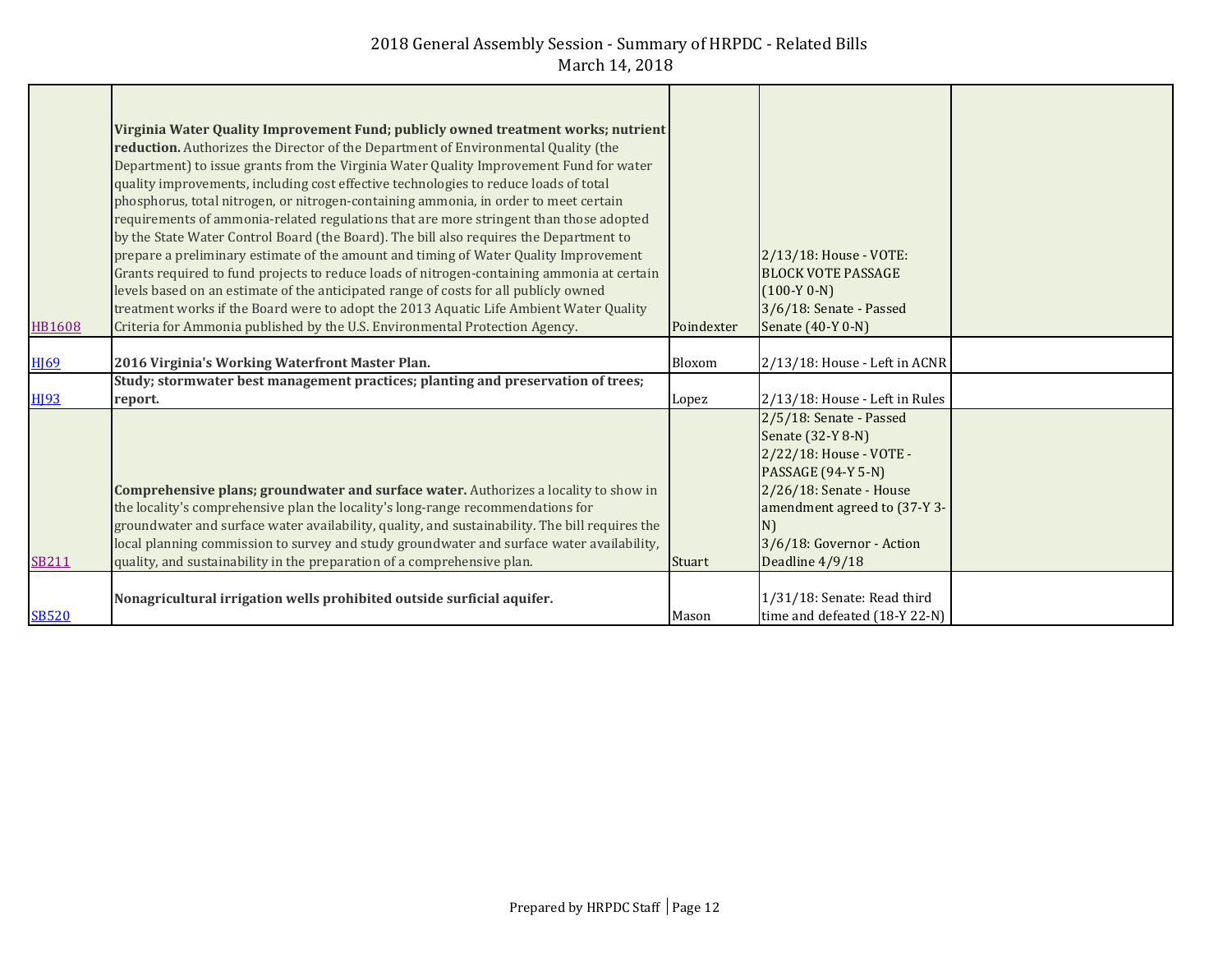2018 General Assembly Session - Summary of HRPDC - Related Bills
March 14, 2018

| | | | | |
|---|---|---|---|---|
| HB1608 | **Virginia Water Quality Improvement Fund; publicly owned treatment works; nutrient reduction.** Authorizes the Director of the Department of Environmental Quality (the Department) to issue grants from the Virginia Water Quality Improvement Fund for water quality improvements, including cost effective technologies to reduce loads of total phosphorus, total nitrogen, or nitrogen-containing ammonia, in order to meet certain requirements of ammonia-related regulations that are more stringent than those adopted by the State Water Control Board (the Board). The bill also requires the Department to prepare a preliminary estimate of the amount and timing of Water Quality Improvement Grants required to fund projects to reduce loads of nitrogen-containing ammonia at certain levels based on an estimate of the anticipated range of costs for all publicly owned treatment works if the Board were to adopt the 2013 Aquatic Life Ambient Water Quality Criteria for Ammonia published by the U.S. Environmental Protection Agency. | Poindexter | 2/13/18: House - VOTE: BLOCK VOTE PASSAGE (100-Y 0-N) 3/6/18: Senate - Passed Senate (40-Y 0-N) | |
| HJ69 | **2016 Virginia's Working Waterfront Master Plan.** | Bloxom | 2/13/18: House - Left in ACNR | |
| HJ93 | **Study; stormwater best management practices; planting and preservation of trees; report.** | Lopez | 2/13/18: House - Left in Rules | |
| SB211 | **Comprehensive plans; groundwater and surface water.** Authorizes a locality to show in the locality's comprehensive plan the locality's long-range recommendations for groundwater and surface water availability, quality, and sustainability. The bill requires the local planning commission to survey and study groundwater and surface water availability, quality, and sustainability in the preparation of a comprehensive plan. | Stuart | 2/5/18: Senate - Passed Senate (32-Y 8-N) 2/22/18: House - VOTE - PASSAGE (94-Y 5-N) 2/26/18: Senate - House amendment agreed to (37-Y 3-N) 3/6/18: Governor - Action Deadline 4/9/18 | |
| SB520 | **Nonagricultural irrigation wells prohibited outside surficial aquifer.** | Mason | 1/31/18: Senate: Read third time and defeated (18-Y 22-N) | |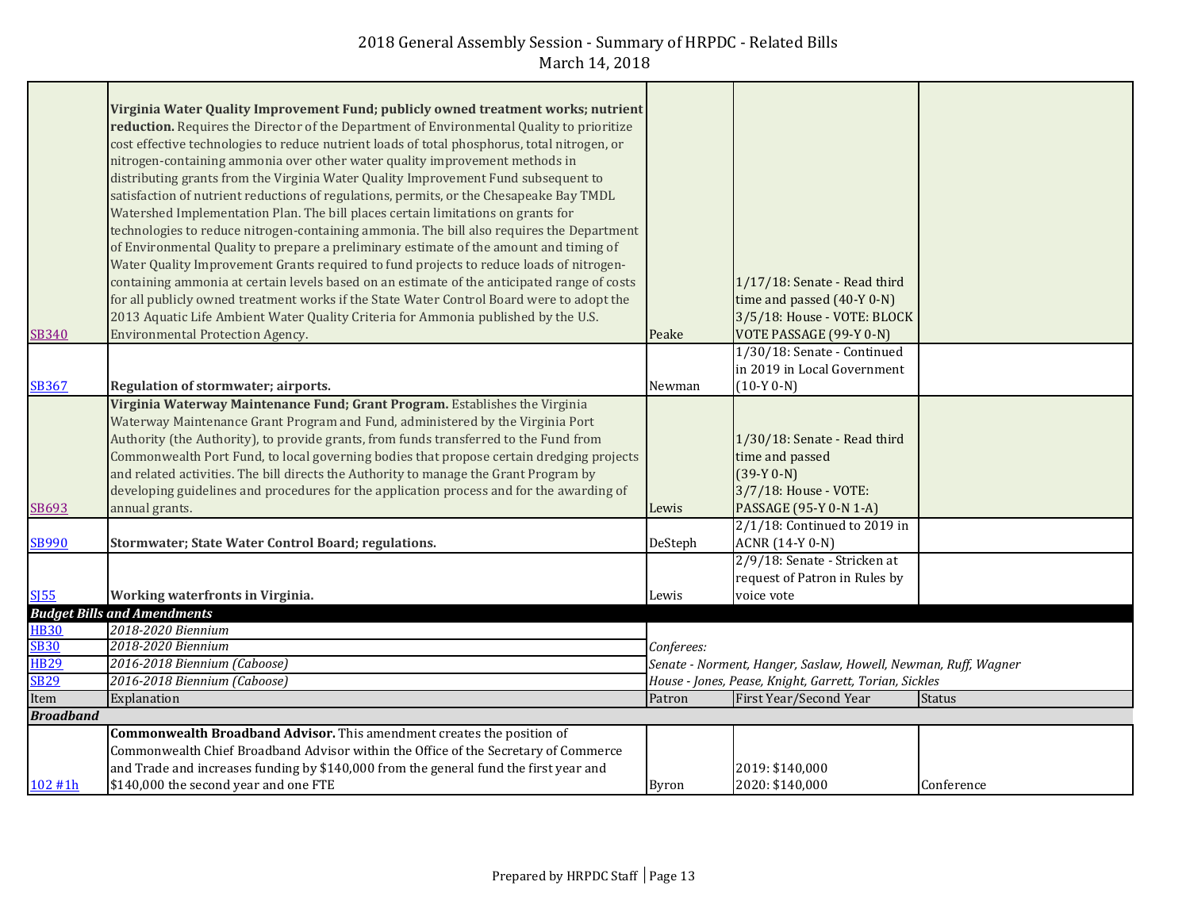| | | | | |
|---|---|---|---|---|
| SB340 | **Virginia Water Quality Improvement Fund; publicly owned treatment works; nutrient reduction.** Requires the Director of the Department of Environmental Quality to prioritize cost effective technologies to reduce nutrient loads of total phosphorus, total nitrogen, or nitrogen-containing ammonia over other water quality improvement methods in distributing grants from the Virginia Water Quality Improvement Fund subsequent to satisfaction of nutrient reductions of regulations, permits, or the Chesapeake Bay TMDL Watershed Implementation Plan. The bill places certain limitations on grants for technologies to reduce nitrogen-containing ammonia. The bill also requires the Department of Environmental Quality to prepare a preliminary estimate of the amount and timing of Water Quality Improvement Grants required to fund projects to reduce loads of nitrogen-containing ammonia at certain levels based on an estimate of the anticipated range of costs for all publicly owned treatment works if the State Water Control Board were to adopt the 2013 Aquatic Life Ambient Water Quality Criteria for Ammonia published by the U.S. Environmental Protection Agency. | Peake | 1/17/18: Senate - Read third time and passed (40-Y 0-N) 3/5/18: House - VOTE: BLOCK VOTE PASSAGE (99-Y 0-N) | |
| SB367 | **Regulation of stormwater; airports.** | Newman | 1/30/18: Senate - Continued in 2019 in Local Government (10-Y 0-N) | |
| SB693 | **Virginia Waterway Maintenance Fund; Grant Program.** Establishes the Virginia Waterway Maintenance Grant Program and Fund, administered by the Virginia Port Authority (the Authority), to provide grants, from funds transferred to the Fund from Commonwealth Port Fund, to local governing bodies that propose certain dredging projects and related activities. The bill directs the Authority to manage the Grant Program by developing guidelines and procedures for the application process and for the awarding of annual grants. | Lewis | 1/30/18: Senate - Read third time and passed (39-Y 0-N) 3/7/18: House - VOTE: PASSAGE (95-Y 0-N 1-A) | |
| SB990 | **Stormwater; State Water Control Board; regulations.** | DeSteph | 2/1/18: Continued to 2019 in ACNR (14-Y 0-N) | |
| SJ55 | **Working waterfronts in Virginia.** | Lewis | 2/9/18: Senate - Stricken at request of Patron in Rules by voice vote | |

***Budget Bills and Amendments***

| | | |
|---|---|---|
| HB30 | *2018-2020 Biennium* | *Conferees:* |
| SB30 | *2018-2020 Biennium* | |
| HB29 | *2016-2018 Biennium (Caboose)* | *Senate - Norment, Hanger, Saslaw, Howell, Newman, Ruff, Wagner* |
| SB29 | *2016-2018 Biennium (Caboose)* | *House - Jones, Pease, Knight, Garrett, Torian, Sickles* |

| Item | Explanation | Patron | First Year/Second Year | Status |
|---|---|---|---|---|
| ***Broadband*** | | | | |
| 102 #1h | **Commonwealth Broadband Advisor.** This amendment creates the position of Commonwealth Chief Broadband Advisor within the Office of the Secretary of Commerce and Trade and increases funding by $140,000 from the general fund the first year and $140,000 the second year and one FTE | Byron | 2019: $140,000 2020: $140,000 | Conference |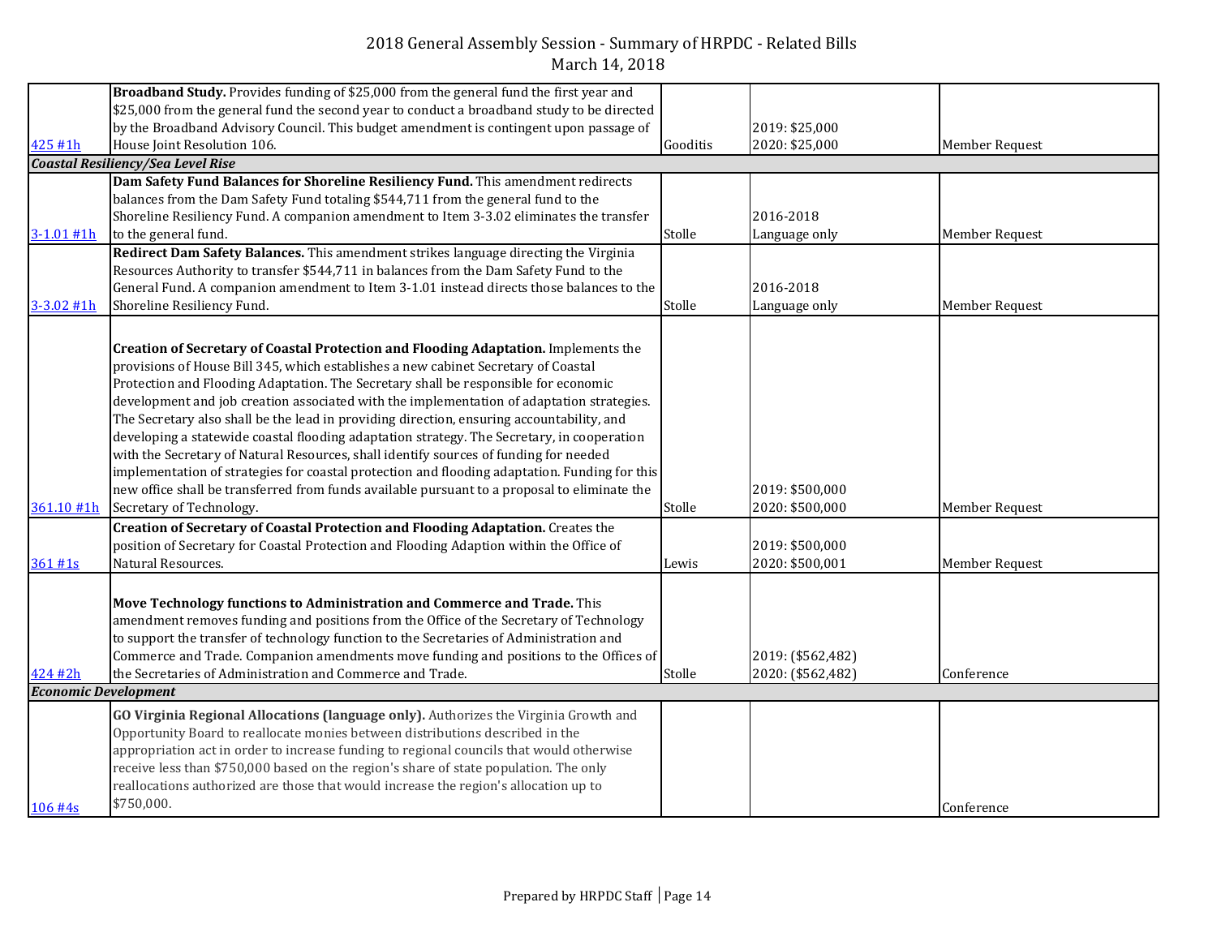| | | | | |
|---|---|---|---|---|
| 425 #1h | **Broadband Study.** Provides funding of $25,000 from the general fund the first year and $25,000 from the general fund the second year to conduct a broadband study to be directed by the Broadband Advisory Council. This budget amendment is contingent upon passage of House Joint Resolution 106. | Gooditis | 2019: $25,000<br>2020: $25,000 | Member Request |
| ***Coastal Resiliency/Sea Level Rise*** | | | | |
| 3-1.01 #1h | **Dam Safety Fund Balances for Shoreline Resiliency Fund.** This amendment redirects balances from the Dam Safety Fund totaling $544,711 from the general fund to the Shoreline Resiliency Fund. A companion amendment to Item 3-3.02 eliminates the transfer to the general fund. | Stolle | 2016-2018<br>Language only | Member Request |
| 3-3.02 #1h | **Redirect Dam Safety Balances.** This amendment strikes language directing the Virginia Resources Authority to transfer $544,711 in balances from the Dam Safety Fund to the General Fund. A companion amendment to Item 3-1.01 instead directs those balances to the Shoreline Resiliency Fund. | Stolle | 2016-2018<br>Language only | Member Request |
| 361.10 #1h | **Creation of Secretary of Coastal Protection and Flooding Adaptation.** Implements the provisions of House Bill 345, which establishes a new cabinet Secretary of Coastal Protection and Flooding Adaptation. The Secretary shall be responsible for economic development and job creation associated with the implementation of adaptation strategies. The Secretary also shall be the lead in providing direction, ensuring accountability, and developing a statewide coastal flooding adaptation strategy. The Secretary, in cooperation with the Secretary of Natural Resources, shall identify sources of funding for needed implementation of strategies for coastal protection and flooding adaptation. Funding for this new office shall be transferred from funds available pursuant to a proposal to eliminate the Secretary of Technology. | Stolle | 2019: $500,000<br>2020: $500,000 | Member Request |
| 361 #1s | **Creation of Secretary of Coastal Protection and Flooding Adaptation.** Creates the position of Secretary for Coastal Protection and Flooding Adaption within the Office of Natural Resources. | Lewis | 2019: $500,000<br>2020: $500,001 | Member Request |
| 424 #2h | **Move Technology functions to Administration and Commerce and Trade.** This amendment removes funding and positions from the Office of the Secretary of Technology to support the transfer of technology function to the Secretaries of Administration and Commerce and Trade. Companion amendments move funding and positions to the Offices of the Secretaries of Administration and Commerce and Trade. | Stolle | 2019: ($562,482)<br>2020: ($562,482) | Conference |
| ***Economic Development*** | | | | |
| 106 #4s | **GO Virginia Regional Allocations (language only).** Authorizes the Virginia Growth and Opportunity Board to reallocate monies between distributions described in the appropriation act in order to increase funding to regional councils that would otherwise receive less than $750,000 based on the region's share of state population. The only reallocations authorized are those that would increase the region's allocation up to $750,000. | | | Conference |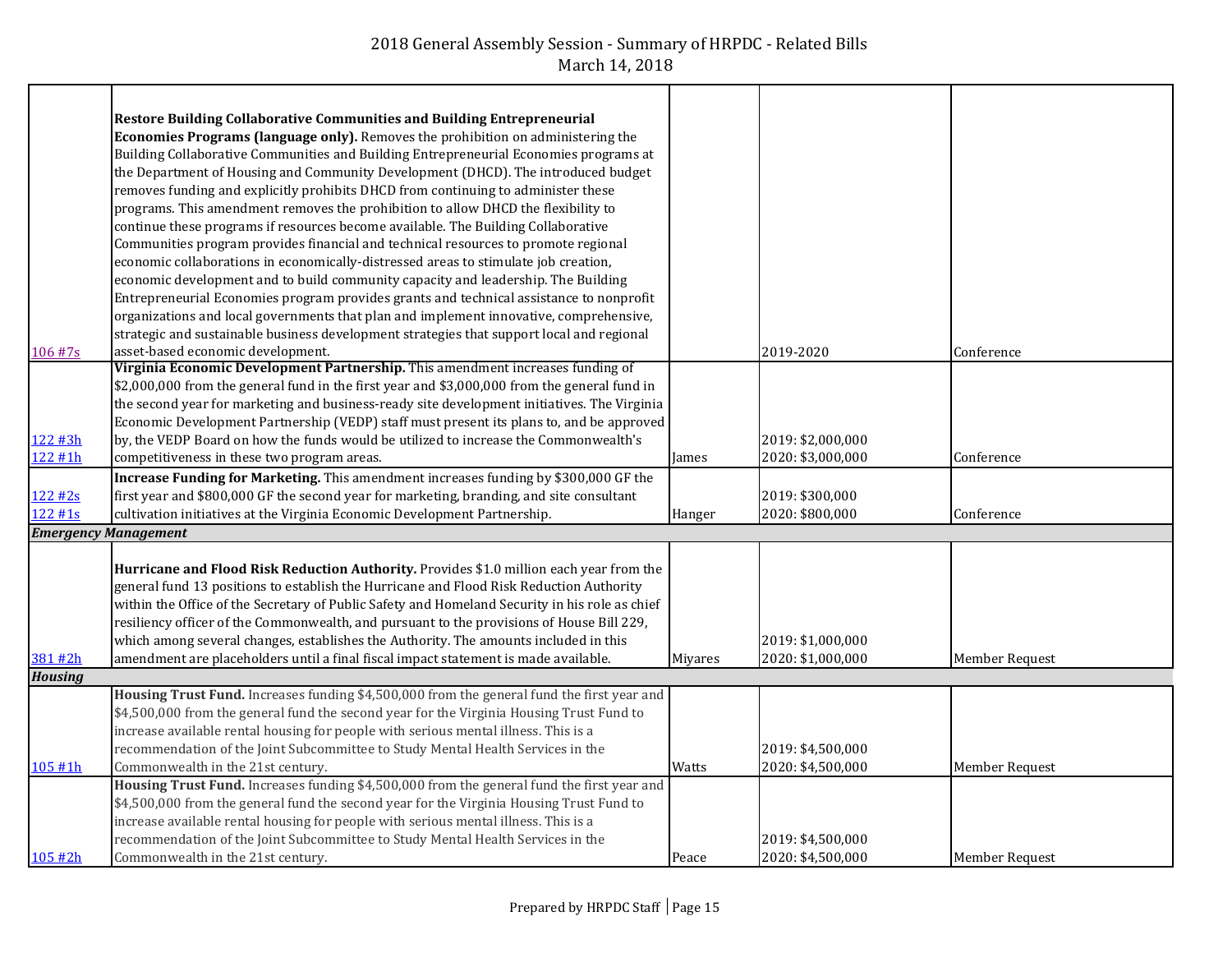| | | | | |
|---|---|---|---|---|
| 106 #7s | **Restore Building Collaborative Communities and Building Entrepreneurial Economies Programs (language only).** Removes the prohibition on administering the Building Collaborative Communities and Building Entrepreneurial Economies programs at the Department of Housing and Community Development (DHCD). The introduced budget removes funding and explicitly prohibits DHCD from continuing to administer these programs. This amendment removes the prohibition to allow DHCD the flexibility to continue these programs if resources become available. The Building Collaborative Communities program provides financial and technical resources to promote regional economic collaborations in economically-distressed areas to stimulate job creation, economic development and to build community capacity and leadership. The Building Entrepreneurial Economies program provides grants and technical assistance to nonprofit organizations and local governments that plan and implement innovative, comprehensive, strategic and sustainable business development strategies that support local and regional asset-based economic development. | | 2019-2020 | Conference |
| 122 #3h<br>122 #1h | **Virginia Economic Development Partnership.** This amendment increases funding of $2,000,000 from the general fund in the first year and $3,000,000 from the general fund in the second year for marketing and business-ready site development initiatives. The Virginia Economic Development Partnership (VEDP) staff must present its plans to, and be approved by, the VEDP Board on how the funds would be utilized to increase the Commonwealth's competitiveness in these two program areas. | James | 2019: $2,000,000<br>2020: $3,000,000 | Conference |
| 122 #2s<br>122 #1s | **Increase Funding for Marketing.** This amendment increases funding by $300,000 GF the first year and $800,000 GF the second year for marketing, branding, and site consultant cultivation initiatives at the Virginia Economic Development Partnership. | Hanger | 2019: $300,000<br>2020: $800,000 | Conference |
| ***Emergency Management*** | | | | |
| 381 #2h | **Hurricane and Flood Risk Reduction Authority.** Provides $1.0 million each year from the general fund 13 positions to establish the Hurricane and Flood Risk Reduction Authority within the Office of the Secretary of Public Safety and Homeland Security in his role as chief resiliency officer of the Commonwealth, and pursuant to the provisions of House Bill 229, which among several changes, establishes the Authority. The amounts included in this amendment are placeholders until a final fiscal impact statement is made available. | Miyares | 2019: $1,000,000<br>2020: $1,000,000 | Member Request |
| ***Housing*** | | | | |
| 105 #1h | **Housing Trust Fund.** Increases funding $4,500,000 from the general fund the first year and $4,500,000 from the general fund the second year for the Virginia Housing Trust Fund to increase available rental housing for people with serious mental illness. This is a recommendation of the Joint Subcommittee to Study Mental Health Services in the Commonwealth in the 21st century. | Watts | 2019: $4,500,000<br>2020: $4,500,000 | Member Request |
| 105 #2h | **Housing Trust Fund.** Increases funding $4,500,000 from the general fund the first year and $4,500,000 from the general fund the second year for the Virginia Housing Trust Fund to increase available rental housing for people with serious mental illness. This is a recommendation of the Joint Subcommittee to Study Mental Health Services in the Commonwealth in the 21st century. | Peace | 2019: $4,500,000<br>2020: $4,500,000 | Member Request |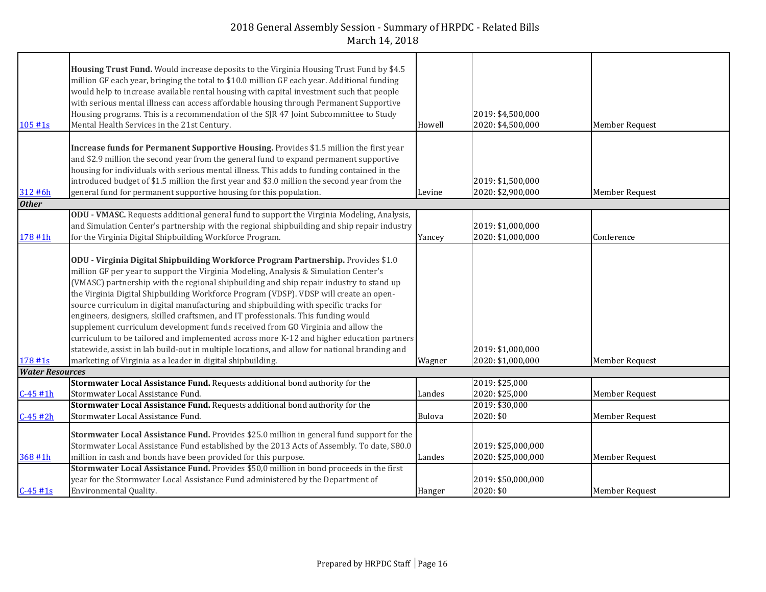# 2018 General Assembly Session - Summary of HRPDC - Related Bills
March 14, 2018

| | | | | |
|---|---|---|---|---|
| 105 #1s | **Housing Trust Fund.** Would increase deposits to the Virginia Housing Trust Fund by $4.5 million GF each year, bringing the total to $10.0 million GF each year. Additional funding would help to increase available rental housing with capital investment such that people with serious mental illness can access affordable housing through Permanent Supportive Housing programs. This is a recommendation of the SJR 47 Joint Subcommittee to Study Mental Health Services in the 21st Century. | Howell | 2019: $4,500,000<br>2020: $4,500,000 | Member Request |
| 312 #6h | **Increase funds for Permanent Supportive Housing.** Provides $1.5 million the first year and $2.9 million the second year from the general fund to expand permanent supportive housing for individuals with serious mental illness. This adds to funding contained in the introduced budget of $1.5 million the first year and $3.0 million the second year from the general fund for permanent supportive housing for this population. | Levine | 2019: $1,500,000<br>2020: $2,900,000 | Member Request |
| ***Other*** | | | | |
| 178 #1h | **ODU - VMASC.** Requests additional general fund to support the Virginia Modeling, Analysis, and Simulation Center's partnership with the regional shipbuilding and ship repair industry for the Virginia Digital Shipbuilding Workforce Program. | Yancey | 2019: $1,000,000<br>2020: $1,000,000 | Conference |
| 178 #1s | **ODU - Virginia Digital Shipbuilding Workforce Program Partnership.** Provides $1.0 million GF per year to support the Virginia Modeling, Analysis & Simulation Center's (VMASC) partnership with the regional shipbuilding and ship repair industry to stand up the Virginia Digital Shipbuilding Workforce Program (VDSP). VDSP will create an open-source curriculum in digital manufacturing and shipbuilding with specific tracks for engineers, designers, skilled craftsmen, and IT professionals. This funding would supplement curriculum development funds received from GO Virginia and allow the curriculum to be tailored and implemented across more K-12 and higher education partners statewide, assist in lab build-out in multiple locations, and allow for national branding and marketing of Virginia as a leader in digital shipbuilding. | Wagner | 2019: $1,000,000<br>2020: $1,000,000 | Member Request |
| ***Water Resources*** | | | | |
| C-45 #1h | **Stormwater Local Assistance Fund.** Requests additional bond authority for the Stormwater Local Assistance Fund. | Landes | 2019: $25,000<br>2020: $25,000 | Member Request |
| C-45 #2h | **Stormwater Local Assistance Fund.** Requests additional bond authority for the Stormwater Local Assistance Fund. | Bulova | 2019: $30,000<br>2020: $0 | Member Request |
| 368 #1h | **Stormwater Local Assistance Fund.** Provides $25.0 million in general fund support for the Stormwater Local Assistance Fund established by the 2013 Acts of Assembly. To date, $80.0 million in cash and bonds have been provided for this purpose. | Landes | 2019: $25,000,000<br>2020: $25,000,000 | Member Request |
| C-45 #1s | **Stormwater Local Assistance Fund.** Provides $50,0 million in bond proceeds in the first year for the Stormwater Local Assistance Fund administered by the Department of Environmental Quality. | Hanger | 2019: $50,000,000<br>2020: $0 | Member Request |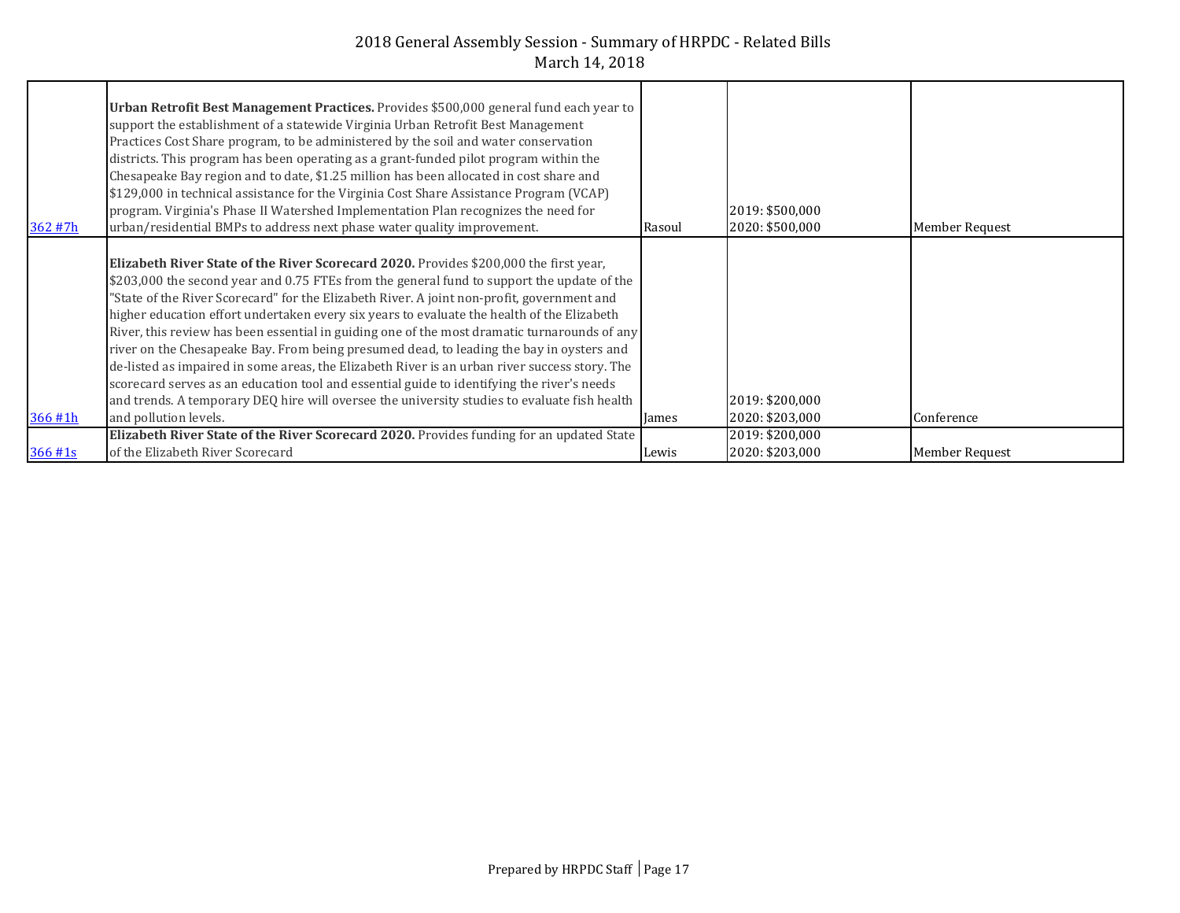| | | | | |
|---|---|---|---|---|
| 362 #7h | **Urban Retrofit Best Management Practices.** Provides $500,000 general fund each year to support the establishment of a statewide Virginia Urban Retrofit Best Management Practices Cost Share program, to be administered by the soil and water conservation districts. This program has been operating as a grant-funded pilot program within the Chesapeake Bay region and to date, $1.25 million has been allocated in cost share and $129,000 in technical assistance for the Virginia Cost Share Assistance Program (VCAP) program. Virginia's Phase II Watershed Implementation Plan recognizes the need for urban/residential BMPs to address next phase water quality improvement. | Rasoul | 2019: $500,000<br>2020: $500,000 | Member Request |
| 366 #1h | **Elizabeth River State of the River Scorecard 2020.** Provides $200,000 the first year, $203,000 the second year and 0.75 FTEs from the general fund to support the update of the "State of the River Scorecard" for the Elizabeth River. A joint non-profit, government and higher education effort undertaken every six years to evaluate the health of the Elizabeth River, this review has been essential in guiding one of the most dramatic turnarounds of any river on the Chesapeake Bay. From being presumed dead, to leading the bay in oysters and de-listed as impaired in some areas, the Elizabeth River is an urban river success story. The scorecard serves as an education tool and essential guide to identifying the river's needs and trends. A temporary DEQ hire will oversee the university studies to evaluate fish health and pollution levels. | James | 2019: $200,000<br>2020: $203,000 | Conference |
| 366 #1s | **Elizabeth River State of the River Scorecard 2020.** Provides funding for an updated State of the Elizabeth River Scorecard | Lewis | 2019: $200,000<br>2020: $203,000 | Member Request |